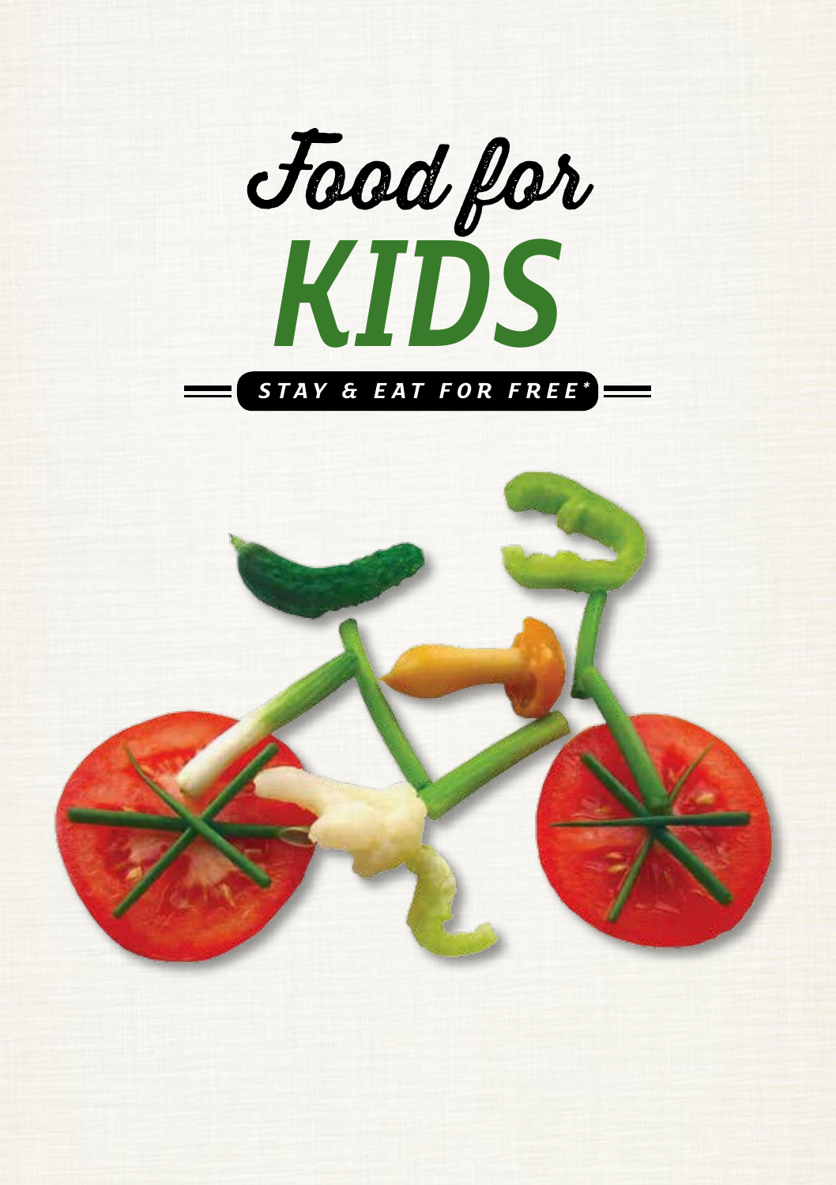# Food for
# KIDS

**STAY & EAT FOR FREE***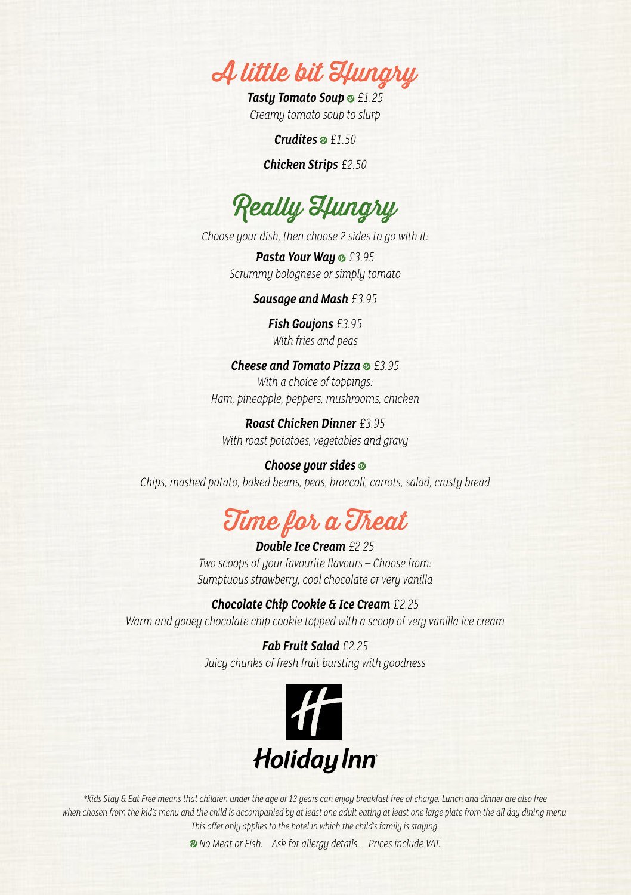## A little bit Hungry

***Tasty Tomato Soup*** Ⓥ *£1.25*
*Creamy tomato soup to slurp*

***Crudites*** Ⓥ *£1.50*

***Chicken Strips*** *£2.50*

## Really Hungry

*Choose your dish, then choose 2 sides to go with it:*

***Pasta Your Way*** Ⓥ *£3.95*
*Scrummy bolognese or simply tomato*

***Sausage and Mash*** *£3.95*

***Fish Goujons*** *£3.95*
*With fries and peas*

***Cheese and Tomato Pizza*** Ⓥ *£3.95*
*With a choice of toppings:*
*Ham, pineapple, peppers, mushrooms, chicken*

***Roast Chicken Dinner*** *£3.95*
*With roast potatoes, vegetables and gravy*

***Choose your sides*** Ⓥ
*Chips, mashed potato, baked beans, peas, broccoli, carrots, salad, crusty bread*

## Time for a Treat

***Double Ice Cream*** *£2.25*
*Two scoops of your favourite flavours – Choose from:*
*Sumptuous strawberry, cool chocolate or very vanilla*

***Chocolate Chip Cookie & Ice Cream*** *£2.25*
*Warm and gooey chocolate chip cookie topped with a scoop of very vanilla ice cream*

***Fab Fruit Salad*** *£2.25*
*Juicy chunks of fresh fruit bursting with goodness*

Holiday Inn

**Kids Stay & Eat Free means that children under the age of 13 years can enjoy breakfast free of charge. Lunch and dinner are also free when chosen from the kid's menu and the child is accompanied by at least one adult eating at least one large plate from the all day dining menu. This offer only applies to the hotel in which the child's family is staying.*

Ⓥ *No Meat or Fish. Ask for allergy details. Prices include VAT.*